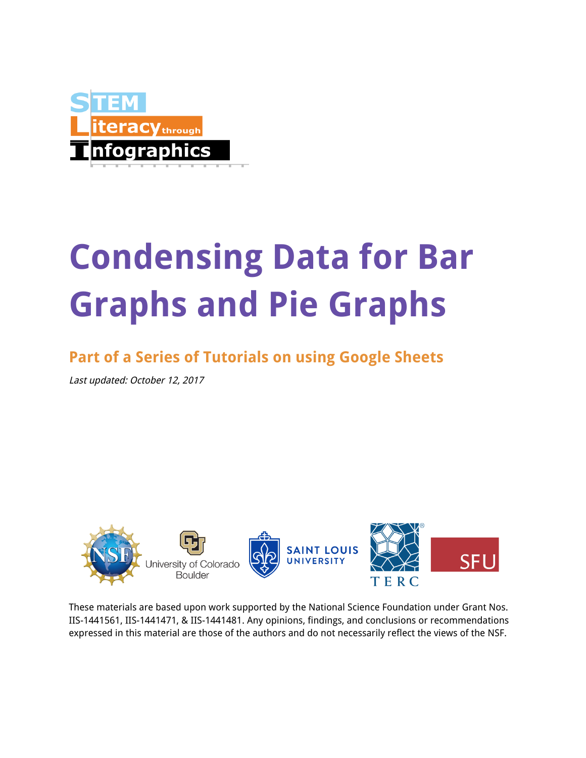STEM Literacy through Infographics

# Condensing Data for Bar Graphs and Pie Graphs

## Part of a Series of Tutorials on using Google Sheets

*Last updated: October 12, 2017*

These materials are based upon work supported by the National Science Foundation under Grant Nos. IIS-1441561, IIS-1441471, & IIS-1441481. Any opinions, findings, and conclusions or recommendations expressed in this material are those of the authors and do not necessarily reflect the views of the NSF.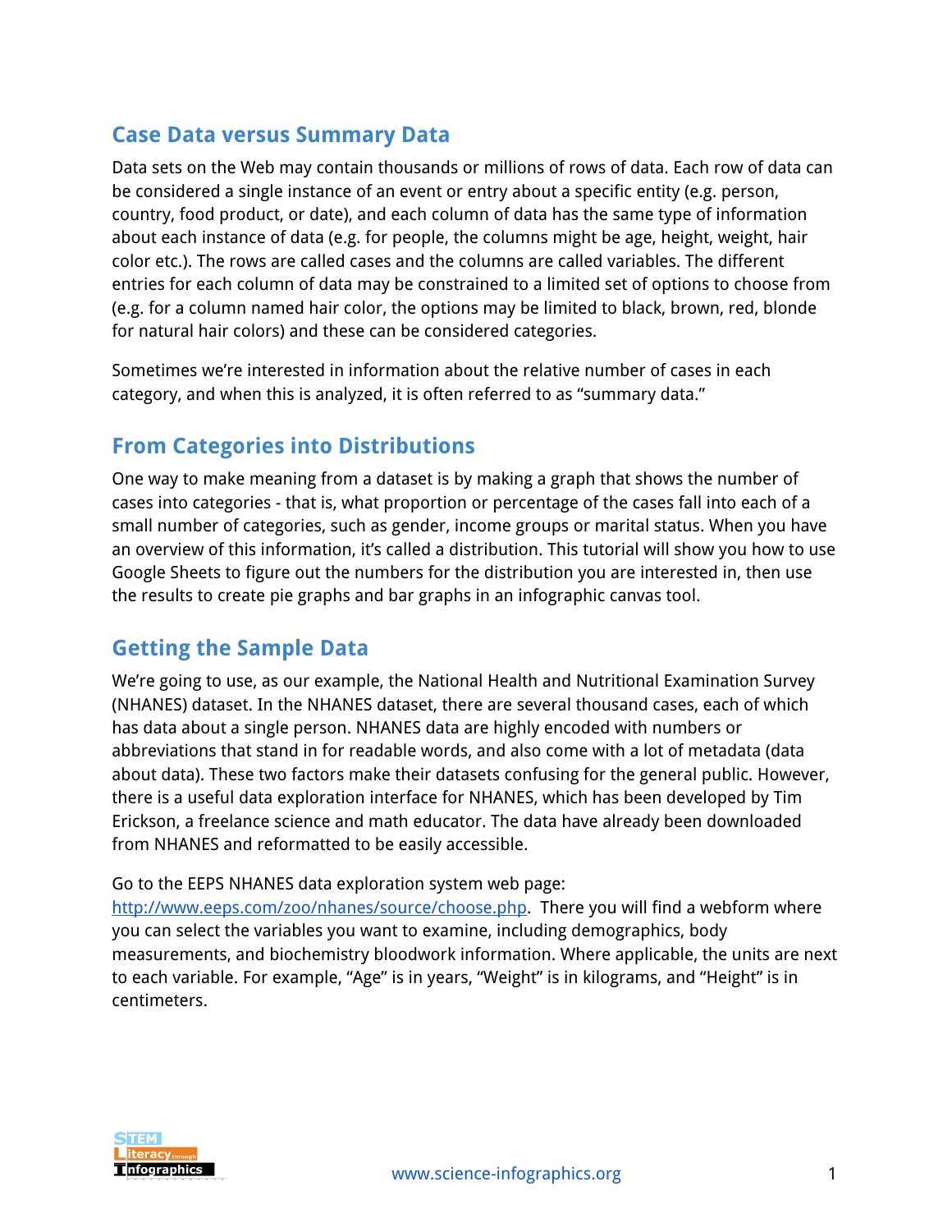## Case Data versus Summary Data

Data sets on the Web may contain thousands or millions of rows of data. Each row of data can be considered a single instance of an event or entry about a specific entity (e.g. person, country, food product, or date), and each column of data has the same type of information about each instance of data (e.g. for people, the columns might be age, height, weight, hair color etc.). The rows are called cases and the columns are called variables. The different entries for each column of data may be constrained to a limited set of options to choose from (e.g. for a column named hair color, the options may be limited to black, brown, red, blonde for natural hair colors) and these can be considered categories.

Sometimes we're interested in information about the relative number of cases in each category, and when this is analyzed, it is often referred to as "summary data."

## From Categories into Distributions

One way to make meaning from a dataset is by making a graph that shows the number of cases into categories - that is, what proportion or percentage of the cases fall into each of a small number of categories, such as gender, income groups or marital status. When you have an overview of this information, it's called a distribution. This tutorial will show you how to use Google Sheets to figure out the numbers for the distribution you are interested in, then use the results to create pie graphs and bar graphs in an infographic canvas tool.

## Getting the Sample Data

We're going to use, as our example, the National Health and Nutritional Examination Survey (NHANES) dataset. In the NHANES dataset, there are several thousand cases, each of which has data about a single person. NHANES data are highly encoded with numbers or abbreviations that stand in for readable words, and also come with a lot of metadata (data about data). These two factors make their datasets confusing for the general public. However, there is a useful data exploration interface for NHANES, which has been developed by Tim Erickson, a freelance science and math educator. The data have already been downloaded from NHANES and reformatted to be easily accessible.

Go to the EEPS NHANES data exploration system web page: [http://www.eeps.com/zoo/nhanes/source/choose.php](http://www.eeps.com/zoo/nhanes/source/choose.php). There you will find a webform where you can select the variables you want to examine, including demographics, body measurements, and biochemistry bloodwork information. Where applicable, the units are next to each variable. For example, "Age" is in years, "Weight" is in kilograms, and "Height" is in centimeters.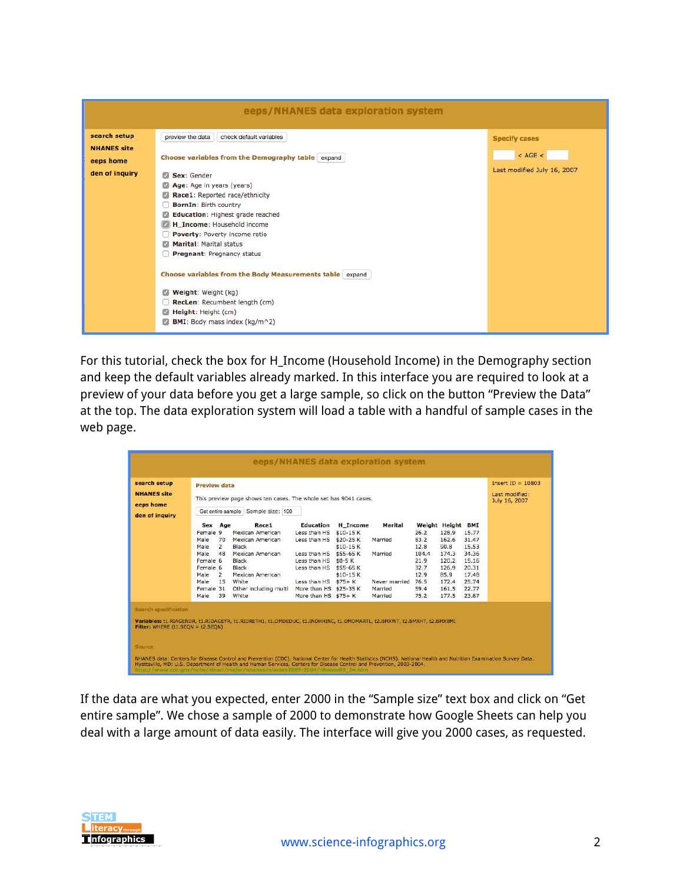| search setup<br>NHANES site<br>eeps home<br>den of inquiry | eeps/NHANES data exploration system |
|---|---|

**eeps/NHANES data exploration system**

search setup
NHANES site
eeps home
den of inquiry

preview the data | check default variables

**Choose variables from the Demography table** expand

- [x] **Sex**: Gender
- [x] **Age**: Age in years (years)
- [x] **Race1**: Reported race/ethnicity
- [ ] **BornIn**: Birth country
- [x] **Education**: Highest grade reached
- [x] **H_Income**: Household income
- [ ] **Poverty**: Poverty income ratio
- [x] **Marital**: Marital status
- [ ] **Pregnant**: Pregnancy status

**Choose variables from the Body Measurements table** expand

- [x] **Weight**: Weight (kg)
- [ ] **RecLen**: Recumbent length (cm)
- [x] **Height**: Height (cm)
- [x] **BMI**: Body mass index (kg/m^2)

**Specify cases**

< AGE <

Last modified July 16, 2007

For this tutorial, check the box for H_Income (Household Income) in the Demography section and keep the default variables already marked. In this interface you are required to look at a preview of your data before you get a large sample, so click on the button "Preview the Data" at the top. The data exploration system will load a table with a handful of sample cases in the web page.

**eeps/NHANES data exploration system**

search setup
NHANES site
eeps home
den of inquiry

**Preview data**

This preview page shows ten cases. The whole set has 9041 cases.

Get entire sample | Sample size: 100

| Sex | Age | Race1 | Education | H_Income | Marital | Weight | Height | BMI |
|---|---|---|---|---|---|---|---|---|
| Female | 9 | Mexican American | Less than HS | $10-15 K | | 26.2 | 128.9 | 15.77 |
| Male | 70 | Mexican American | Less than HS | $20-25 K | Married | 83.2 | 162.6 | 31.47 |
| Male | 2 | Black | | $10-15 K | | 12.8 | 90.8 | 15.53 |
| Male | 48 | Mexican American | Less than HS | $55-65 K | Married | 104.4 | 174.3 | 34.36 |
| Female | 6 | Black | Less than HS | $0-5 K | | 21.9 | 120.2 | 15.16 |
| Female | 6 | Black | Less than HS | $55-65 K | | 32.7 | 126.9 | 20.31 |
| Male | 2 | Mexican American | | $10-15 K | | 12.9 | 85.9 | 17.48 |
| Male | 15 | White | Less than HS | $75+ K | Never married | 76.5 | 172.4 | 25.74 |
| Female | 31 | Other including multi | More than HS | $25-35 K | Married | 59.4 | 161.5 | 22.77 |
| Male | 39 | White | More than HS | $75+ K | Married | 75.2 | 177.5 | 23.87 |

Insert ID = 10803

Last modified: July 16, 2007

**Search specification**

**Variables:** t1.RIAGENDR, t1.RIDAGEYR, t1.RIDRETH1, t1.DMDEDUC, t1.INDHHINC, t1.DMDMARTL, t2.BMXWT, t2.BMXHT, t2.BMXBMI
**Filter:** WHERE (t1.SEQN = t2.SEQN)

**Source**

NHANES data: Centers for Disease Control and Prevention (CDC). National Center for Health Statistics (NCHS). National Health and Nutrition Examination Survey Data. Hyattsville, MD: U.S. Department of Health and Human Services, Centers for Disease Control and Prevention, 2003-2004.
http://www.cdc.gov/nchs/about/major/nhanes/nhanes2003-2004/nhanes03_04.htm

If the data are what you expected, enter 2000 in the "Sample size" text box and click on "Get entire sample". We chose a sample of 2000 to demonstrate how Google Sheets can help you deal with a large amount of data easily. The interface will give you 2000 cases, as requested.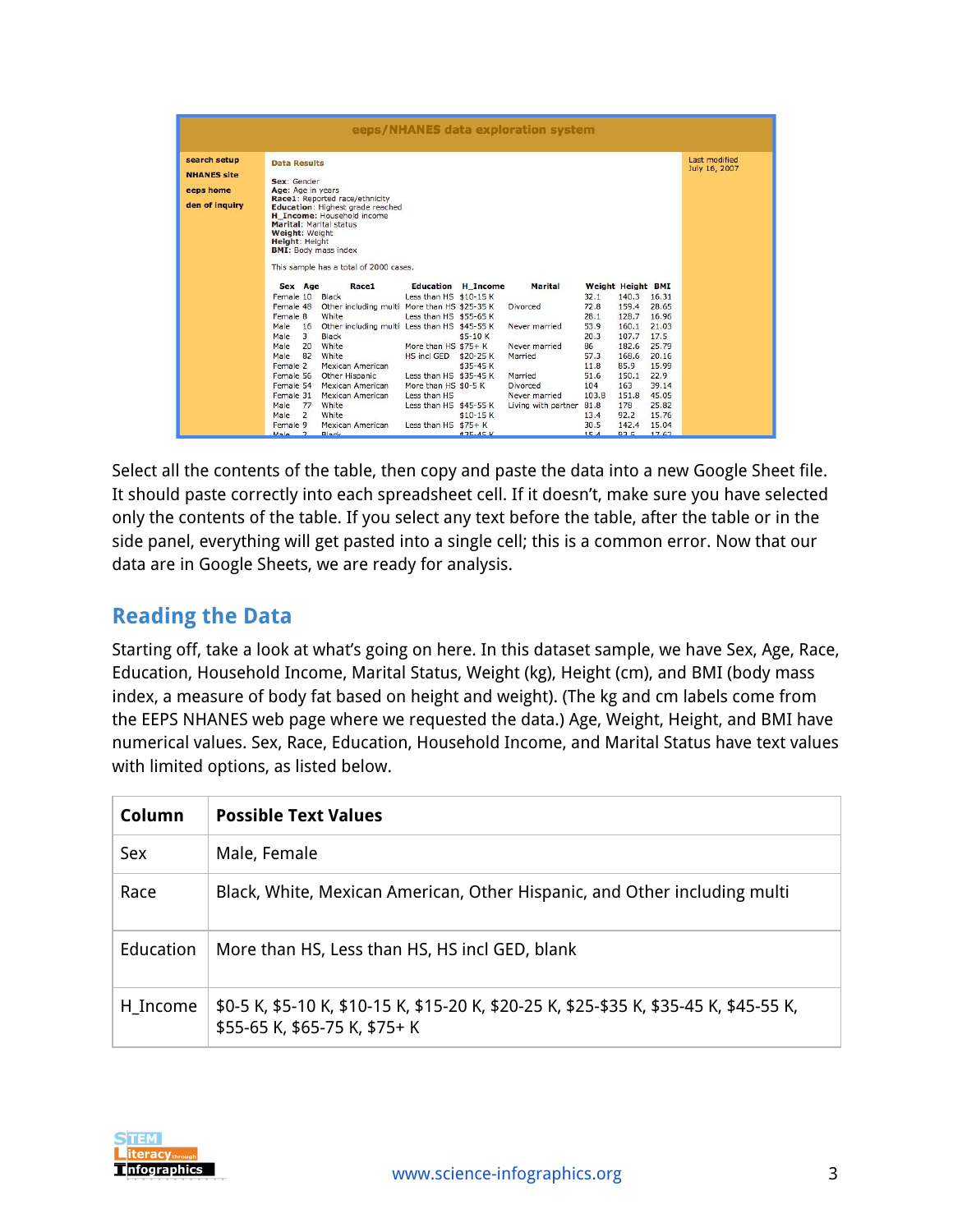eeps/NHANES data exploration system

search setup
NHANES site
eeps home
den of inquiry

**Data Results**

**Sex**: Gender
**Age**: Age in years
**Race1**: Reported race/ethnicity
**Education**: Highest grade reached
**H_Income**: Household income
**Marital**: Marital status
**Weight**: Weight
**Height**: Height
**BMI**: Body mass index

This sample has a total of 2000 cases.

| Sex | Age | Race1 | Education | H_Income | Marital | Weight | Height | BMI |
|---|---|---|---|---|---|---|---|---|
| Female | 10 | Black | Less than HS | $10-15 K | | 32.1 | 140.3 | 16.31 |
| Female | 48 | Other including multi | More than HS | $25-35 K | Divorced | 72.8 | 159.4 | 28.65 |
| Female | 8 | White | Less than HS | $55-65 K | | 28.1 | 128.7 | 16.96 |
| Male | 16 | Other including multi | Less than HS | $45-55 K | Never married | 53.9 | 160.1 | 21.03 |
| Male | 3 | Black | | $5-10 K | | 20.3 | 107.7 | 17.5 |
| Male | 20 | White | More than HS | $75+ K | Never married | 86 | 182.6 | 25.79 |
| Male | 82 | White | HS incl GED | $20-25 K | Married | 57.3 | 168.6 | 20.16 |
| Female | 2 | Mexican American | | $35-45 K | | 11.8 | 85.9 | 15.99 |
| Female | 56 | Other Hispanic | Less than HS | $35-45 K | Married | 51.6 | 150.1 | 22.9 |
| Female | 54 | Mexican American | More than HS | $0-5 K | Divorced | 104 | 163 | 39.14 |
| Female | 31 | Mexican American | Less than HS | | Never married | 103.8 | 151.8 | 45.05 |
| Male | 77 | White | Less than HS | $45-55 K | Living with partner | 81.8 | 178 | 25.82 |
| Male | 2 | White | | $10-15 K | | 13.4 | 92.2 | 15.76 |
| Female | 9 | Mexican American | Less than HS | $75+ K | | 30.5 | 142.4 | 15.04 |

Last modified July 16, 2007

Select all the contents of the table, then copy and paste the data into a new Google Sheet file. It should paste correctly into each spreadsheet cell. If it doesn't, make sure you have selected only the contents of the table. If you select any text before the table, after the table or in the side panel, everything will get pasted into a single cell; this is a common error. Now that our data are in Google Sheets, we are ready for analysis.

## Reading the Data

Starting off, take a look at what's going on here. In this dataset sample, we have Sex, Age, Race, Education, Household Income, Marital Status, Weight (kg), Height (cm), and BMI (body mass index, a measure of body fat based on height and weight). (The kg and cm labels come from the EEPS NHANES web page where we requested the data.) Age, Weight, Height, and BMI have numerical values. Sex, Race, Education, Household Income, and Marital Status have text values with limited options, as listed below.

| Column | Possible Text Values |
|---|---|
| Sex | Male, Female |
| Race | Black, White, Mexican American, Other Hispanic, and Other including multi |
| Education | More than HS, Less than HS, HS incl GED, blank |
| H_Income | $0-5 K, $5-10 K, $10-15 K, $15-20 K, $20-25 K, $25-$35 K, $35-45 K, $45-55 K, $55-65 K, $65-75 K, $75+ K |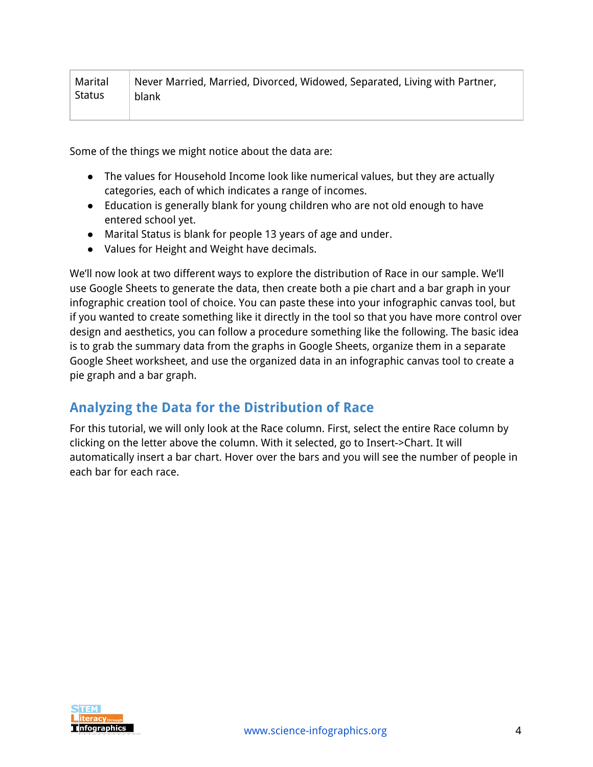| Marital Status | Never Married, Married, Divorced, Widowed, Separated, Living with Partner, blank |
|---|---|

Some of the things we might notice about the data are:

- The values for Household Income look like numerical values, but they are actually categories, each of which indicates a range of incomes.
- Education is generally blank for young children who are not old enough to have entered school yet.
- Marital Status is blank for people 13 years of age and under.
- Values for Height and Weight have decimals.

We'll now look at two different ways to explore the distribution of Race in our sample. We'll use Google Sheets to generate the data, then create both a pie chart and a bar graph in your infographic creation tool of choice. You can paste these into your infographic canvas tool, but if you wanted to create something like it directly in the tool so that you have more control over design and aesthetics, you can follow a procedure something like the following. The basic idea is to grab the summary data from the graphs in Google Sheets, organize them in a separate Google Sheet worksheet, and use the organized data in an infographic canvas tool to create a pie graph and a bar graph.

## Analyzing the Data for the Distribution of Race

For this tutorial, we will only look at the Race column. First, select the entire Race column by clicking on the letter above the column. With it selected, go to Insert->Chart. It will automatically insert a bar chart. Hover over the bars and you will see the number of people in each bar for each race.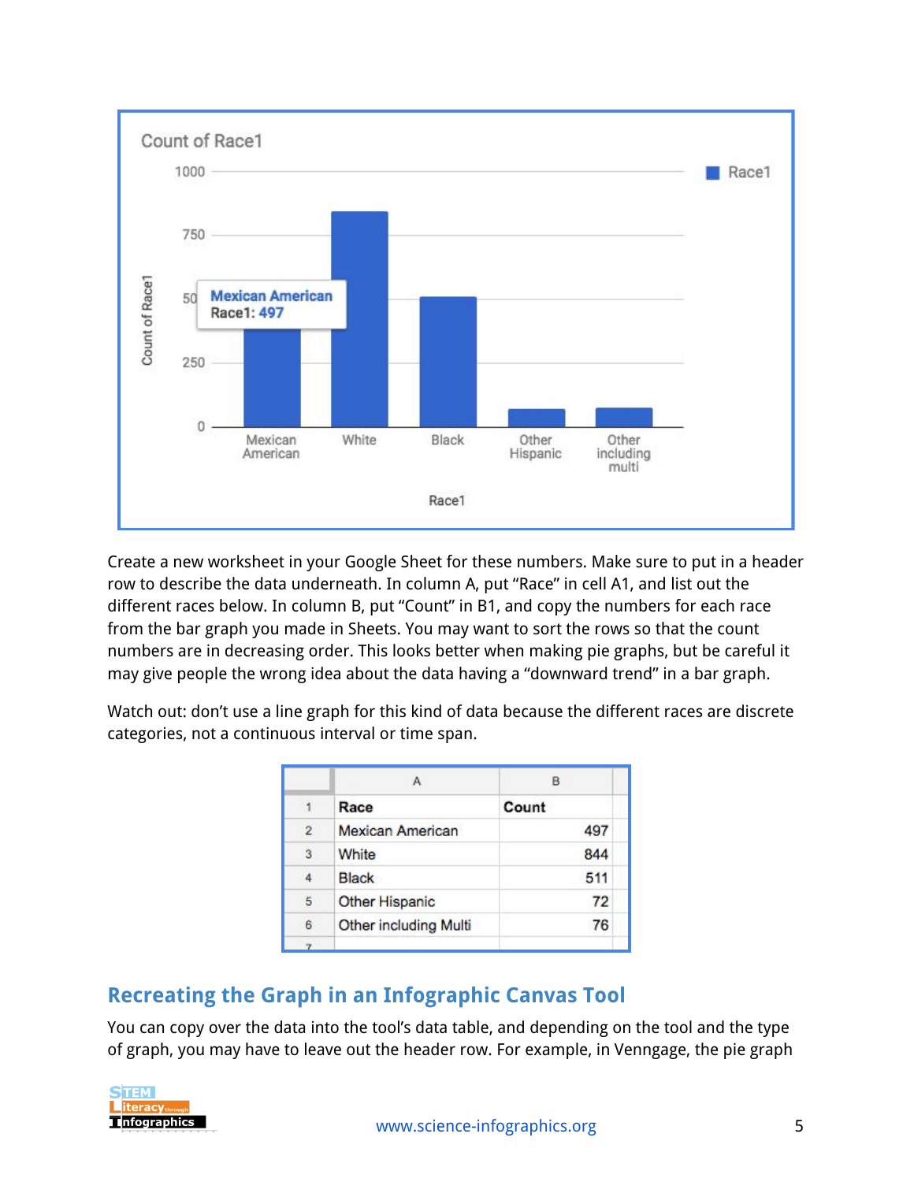Create a new worksheet in your Google Sheet for these numbers. Make sure to put in a header row to describe the data underneath. In column A, put "Race" in cell A1, and list out the different races below. In column B, put "Count" in B1, and copy the numbers for each race from the bar graph you made in Sheets. You may want to sort the rows so that the count numbers are in decreasing order. This looks better when making pie graphs, but be careful it may give people the wrong idea about the data having a "downward trend" in a bar graph.

Watch out: don't use a line graph for this kind of data because the different races are discrete categories, not a continuous interval or time span.

| Race | Count |
|---|---|
| Mexican American | 497 |
| White | 844 |
| Black | 511 |
| Other Hispanic | 72 |
| Other including Multi | 76 |

## Recreating the Graph in an Infographic Canvas Tool

You can copy over the data into the tool's data table, and depending on the tool and the type of graph, you may have to leave out the header row. For example, in Venngage, the pie graph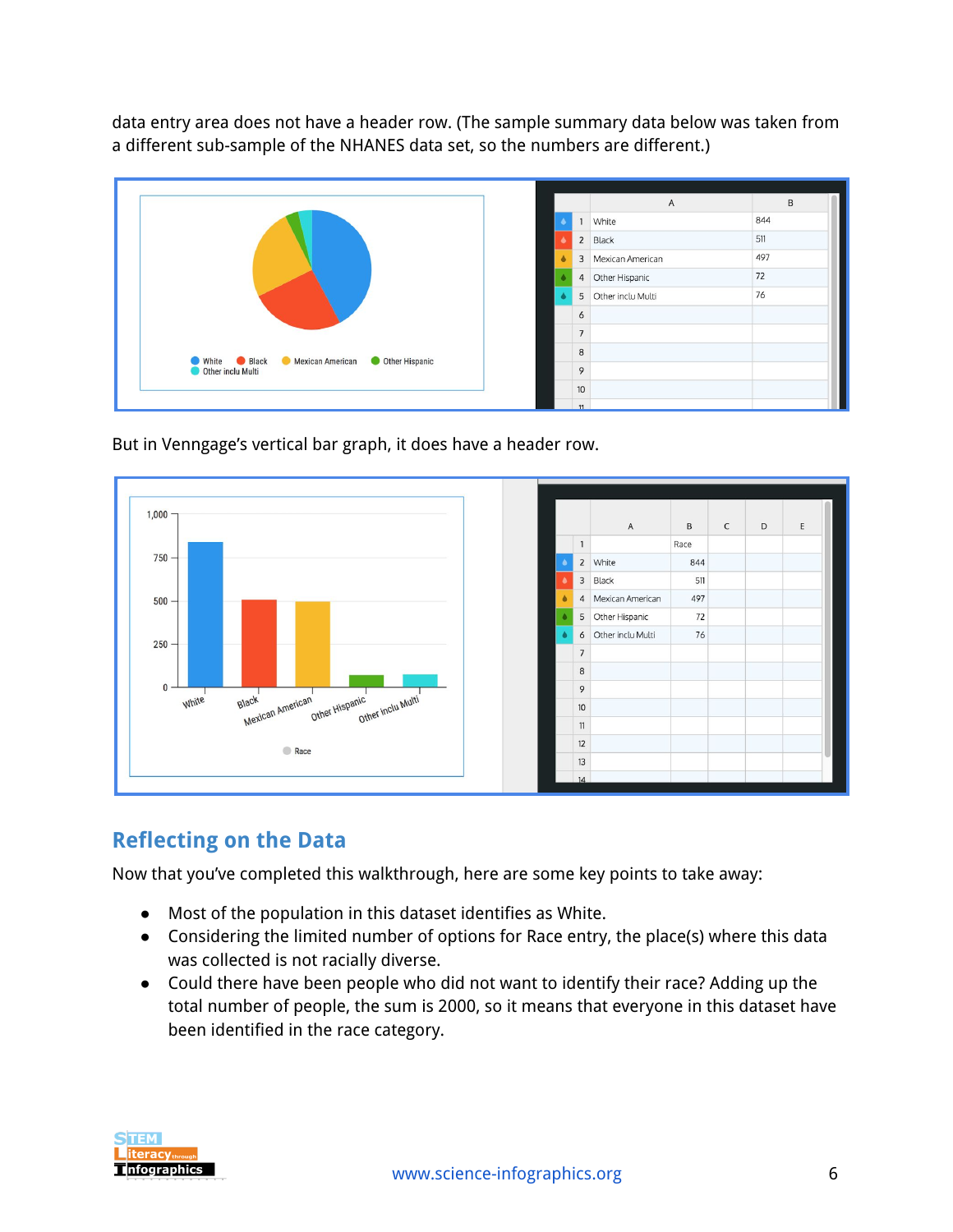data entry area does not have a header row. (The sample summary data below was taken from a different sub-sample of the NHANES data set, so the numbers are different.)

White
Black
Mexican American
Other Hispanic
Other inclu Multi

| | A | B |
|---|---|---|
| 1 | White | 844 |
| 2 | Black | 511 |
| 3 | Mexican American | 497 |
| 4 | Other Hispanic | 72 |
| 5 | Other inclu Multi | 76 |

But in Venngage's vertical bar graph, it does have a header row.

1,000
750
500
250
0
White
Black
Mexican American
Other Hispanic
Other inclu Multi
Race

| | A | B |
|---|---|---|
| 1 | | Race |
| 2 | White | 844 |
| 3 | Black | 511 |
| 4 | Mexican American | 497 |
| 5 | Other Hispanic | 72 |
| 6 | Other inclu Multi | 76 |

## Reflecting on the Data

Now that you've completed this walkthrough, here are some key points to take away:

- Most of the population in this dataset identifies as White.
- Considering the limited number of options for Race entry, the place(s) where this data was collected is not racially diverse.
- Could there have been people who did not want to identify their race? Adding up the total number of people, the sum is 2000, so it means that everyone in this dataset have been identified in the race category.

STEM Literacy through Infographics

www.science-infographics.org